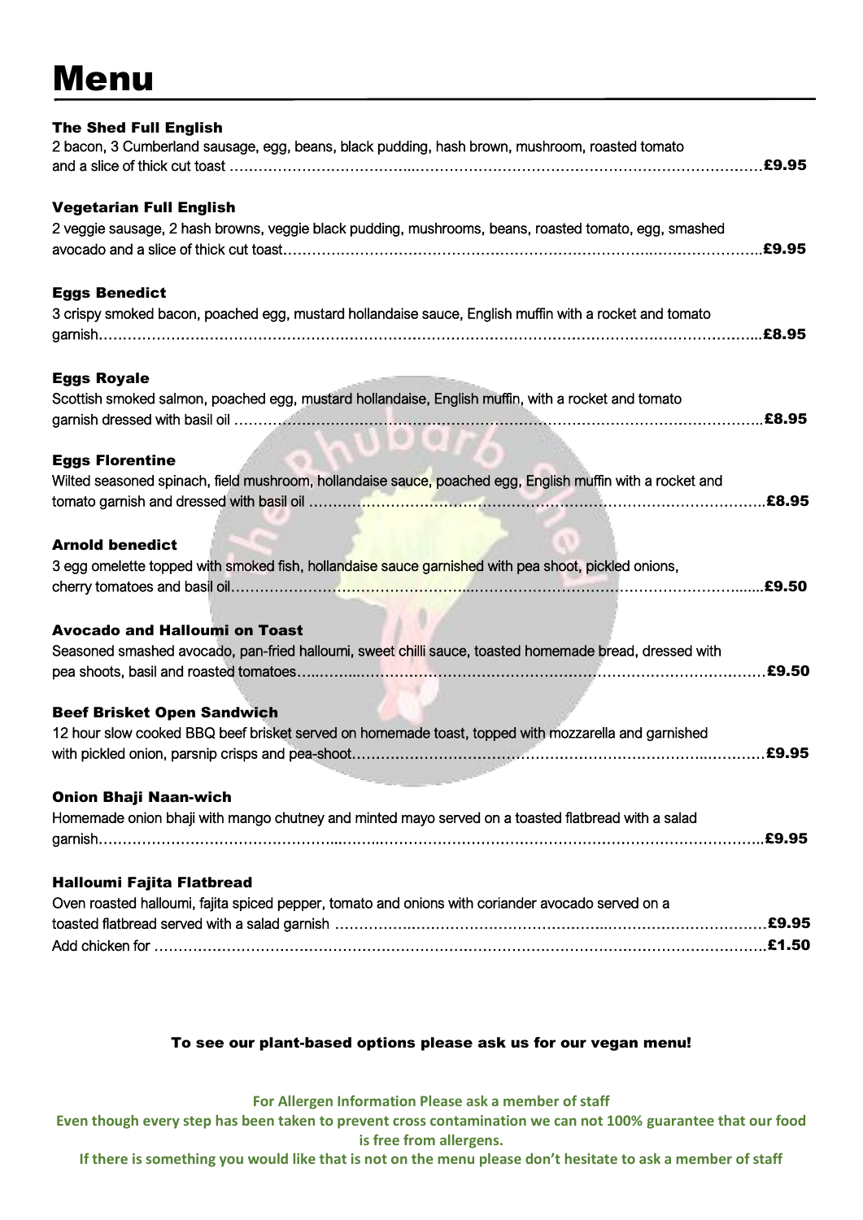# Menu

**The Shed Full English**

2 bacon, 3 Cumberland sausage, egg, beans, black pudding, hash brown, mushroom, roasted tomato and a slice of thick cut toast …………………………………………………………………………………………………£9.95

**Vegetarian Full English**

2 veggie sausage, 2 hash browns, veggie black pudding, mushrooms, beans, roasted tomato, egg, smashed avocado and a slice of thick cut toast……………………………………………………………………………………..£9.95

**Eggs Benedict**

3 crispy smoked bacon, poached egg, mustard hollandaise sauce, English muffin with a rocket and tomato garnish…………………………………………………………………………………………………………………...£8.95

**Eggs Royale**

Scottish smoked salmon, poached egg, mustard hollandaise, English muffin, with a rocket and tomato garnish dressed with basil oil …………………………………………………………………………………………..£8.95

**Eggs Florentine**

Wilted seasoned spinach, field mushroom, hollandaise sauce, poached egg, English muffin with a rocket and tomato garnish and dressed with basil oil …………………………………………………………………………….£8.95

**Arnold benedict**

3 egg omelette topped with smoked fish, hollandaise sauce garnished with pea shoot, pickled onions, cherry tomatoes and basil oil………………………………………………………………………………………......£9.50

**Avocado and Halloumi on Toast**

Seasoned smashed avocado, pan-fried halloumi, sweet chilli sauce, toasted homemade bread, dressed with pea shoots, basil and roasted tomatoes……………………………………………………………………………£9.50

**Beef Brisket Open Sandwich**

12 hour slow cooked BBQ beef brisket served on homemade toast, topped with mozzarella and garnished with pickled onion, parsnip crisps and pea-shoot…………………………………………………………………£9.95

**Onion Bhaji Naan-wich**

Homemade onion bhaji with mango chutney and minted mayo served on a toasted flatbread with a salad garnish………………………………………………………………………………………………………………..£9.95

**Halloumi Fajita Flatbread**

Oven roasted halloumi, fajita spiced pepper, tomato and onions with coriander avocado served on a toasted flatbread served with a salad garnish ……………………………………………………………………£9.95

Add chicken for …………………………………………………………………………………………………………£1.50

**To see our plant-based options please ask us for our vegan menu!**

**For Allergen Information Please ask a member of staff**

**Even though every step has been taken to prevent cross contamination we can not 100% guarantee that our food is free from allergens.**

**If there is something you would like that is not on the menu please don't hesitate to ask a member of staff**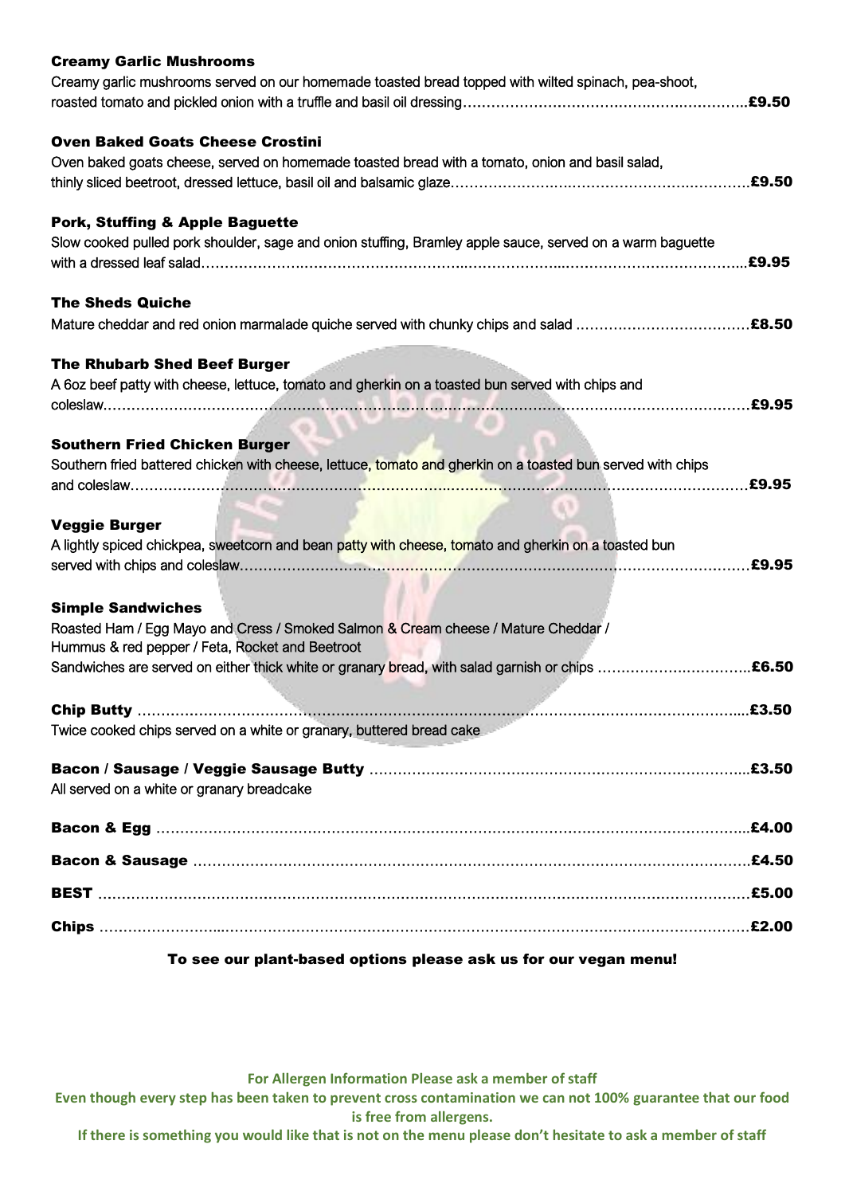**Creamy Garlic Mushrooms**
Creamy garlic mushrooms served on our homemade toasted bread topped with wilted spinach, pea-shoot, roasted tomato and pickled onion with a truffle and basil oil dressing……………………………………………………..**£9.50**

**Oven Baked Goats Cheese Crostini**
Oven baked goats cheese, served on homemade toasted bread with a tomato, onion and basil salad, thinly sliced beetroot, dressed lettuce, basil oil and balsamic glaze…………………………………………………………**£9.50**

**Pork, Stuffing & Apple Baguette**
Slow cooked pulled pork shoulder, sage and onion stuffing, Bramley apple sauce, served on a warm baguette with a dressed leaf salad……………………………………………………………………………………………………..**£9.95**

**The Sheds Quiche**
Mature cheddar and red onion marmalade quiche served with chunky chips and salad ………………………………**£8.50**

**The Rhubarb Shed Beef Burger**
A 6oz beef patty with cheese, lettuce, tomato and gherkin on a toasted bun served with chips and coleslaw…………………………………………………………………………………………………………………………**£9.95**

**Southern Fried Chicken Burger**
Southern fried battered chicken with cheese, lettuce, tomato and gherkin on a toasted bun served with chips and coleslaw………………………………………………………………………………………………………………**£9.95**

**Veggie Burger**
A lightly spiced chickpea, sweetcorn and bean patty with cheese, tomato and gherkin on a toasted bun served with chips and coleslaw……………………………………………………………………………………………**£9.95**

**Simple Sandwiches**
Roasted Ham / Egg Mayo and Cress / Smoked Salmon & Cream cheese / Mature Cheddar / Hummus & red pepper / Feta, Rocket and Beetroot
Sandwiches are served on either thick white or granary bread, with salad garnish or chips …………………………..**£6.50**

**Chip Butty** ………………………………………………………………………………………………………………...**£3.50**
Twice cooked chips served on a white or granary, buttered bread cake

**Bacon / Sausage / Veggie Sausage Butty** ………………………………………………………………………...**£3.50**
All served on a white or granary breadcake

**Bacon & Egg** ……………………………………………………………………………………………………………..**£4.00**

**Bacon & Sausage** ……………………………………………………………………………………………………….**£4.50**

**BEST** ………………………………………………………………………………………………………………………..**£5.00**

**Chips** ………………………………………………………………………………………………………………………..**£2.00**

**To see our plant-based options please ask us for our vegan menu!**

**For Allergen Information Please ask a member of staff**

**Even though every step has been taken to prevent cross contamination we can not 100% guarantee that our food is free from allergens.**

**If there is something you would like that is not on the menu please don't hesitate to ask a member of staff**